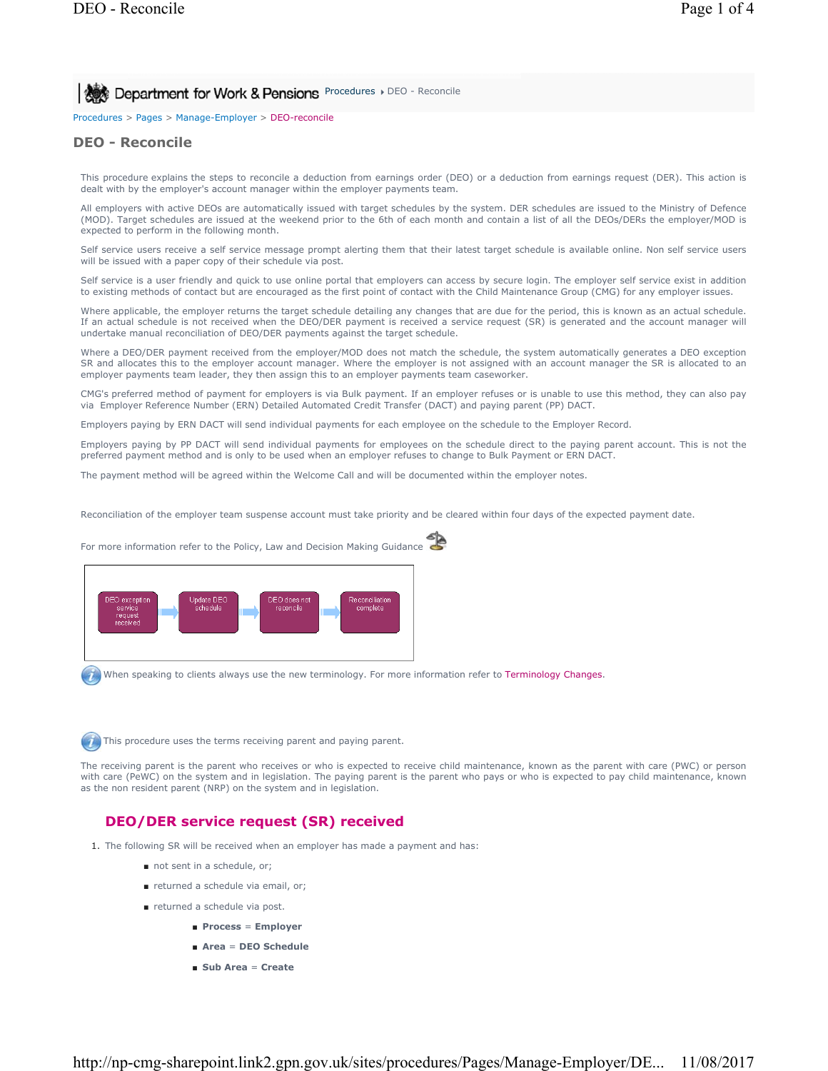Procedures > Pages > Manage-Employer > DEO-reconcile

# DEO - Reconcile

This procedure explains the steps to reconcile a deduction from earnings order (DEO) or a deduction from earnings request (DER). This action is dealt with by the employer's account manager within the employer payments team.

All employers with active DEOs are automatically issued with target schedules by the system. DER schedules are issued to the Ministry of Defence (MOD). Target schedules are issued at the weekend prior to the 6th of each month and contain a list of all the DEOs/DERs the employer/MOD is expected to perform in the following month.

Self service users receive a self service message prompt alerting them that their latest target schedule is available online. Non self service users will be issued with a paper copy of their schedule via post.

Self service is a user friendly and quick to use online portal that employers can access by secure login. The employer self service exist in addition to existing methods of contact but are encouraged as the first point of contact with the Child Maintenance Group (CMG) for any employer issues.

Where applicable, the employer returns the target schedule detailing any changes that are due for the period, this is known as an actual schedule. If an actual schedule is not received when the DEO/DER payment is received a service request (SR) is generated and the account manager will undertake manual reconciliation of DEO/DER payments against the target schedule.

Where a DEO/DER payment received from the employer/MOD does not match the schedule, the system automatically generates a DEO exception SR and allocates this to the employer account manager. Where the employer is not assigned with an account manager the SR is allocated to an employer payments team leader, they then assign this to an employer payments team caseworker.

CMG's preferred method of payment for employers is via Bulk payment. If an employer refuses or is unable to use this method, they can also pay via Employer Reference Number (ERN) Detailed Automated Credit Transfer (DACT) and paying parent (PP) DACT.

Employers paying by ERN DACT will send individual payments for each employee on the schedule to the Employer Record.

Employers paying by PP DACT will send individual payments for employees on the schedule direct to the paying parent account. This is not the preferred payment method and is only to be used when an employer refuses to change to Bulk Payment or ERN DACT.

The payment method will be agreed within the Welcome Call and will be documented within the employer notes.

Reconciliation of the employer team suspense account must take priority and be cleared within four days of the expected payment date.

For more information refer to the Policy, Law and Decision Making Guidance

DEO exception service request received → Update DEO schedule → DEO does not reconcile → Reconciliation complete

When speaking to clients always use the new terminology. For more information refer to Terminology Changes.

This procedure uses the terms receiving parent and paying parent.

The receiving parent is the parent who receives or who is expected to receive child maintenance, known as the parent with care (PWC) or person with care (PeWC) on the system and in legislation. The paying parent is the parent who pays or who is expected to pay child maintenance, known as the non resident parent (NRP) on the system and in legislation.

## DEO/DER service request (SR) received

1. The following SR will be received when an employer has made a payment and has:
   - not sent in a schedule, or;
   - returned a schedule via email, or;
   - returned a schedule via post.
     - **Process** = **Employer**
     - **Area** = **DEO Schedule**
     - **Sub Area** = **Create**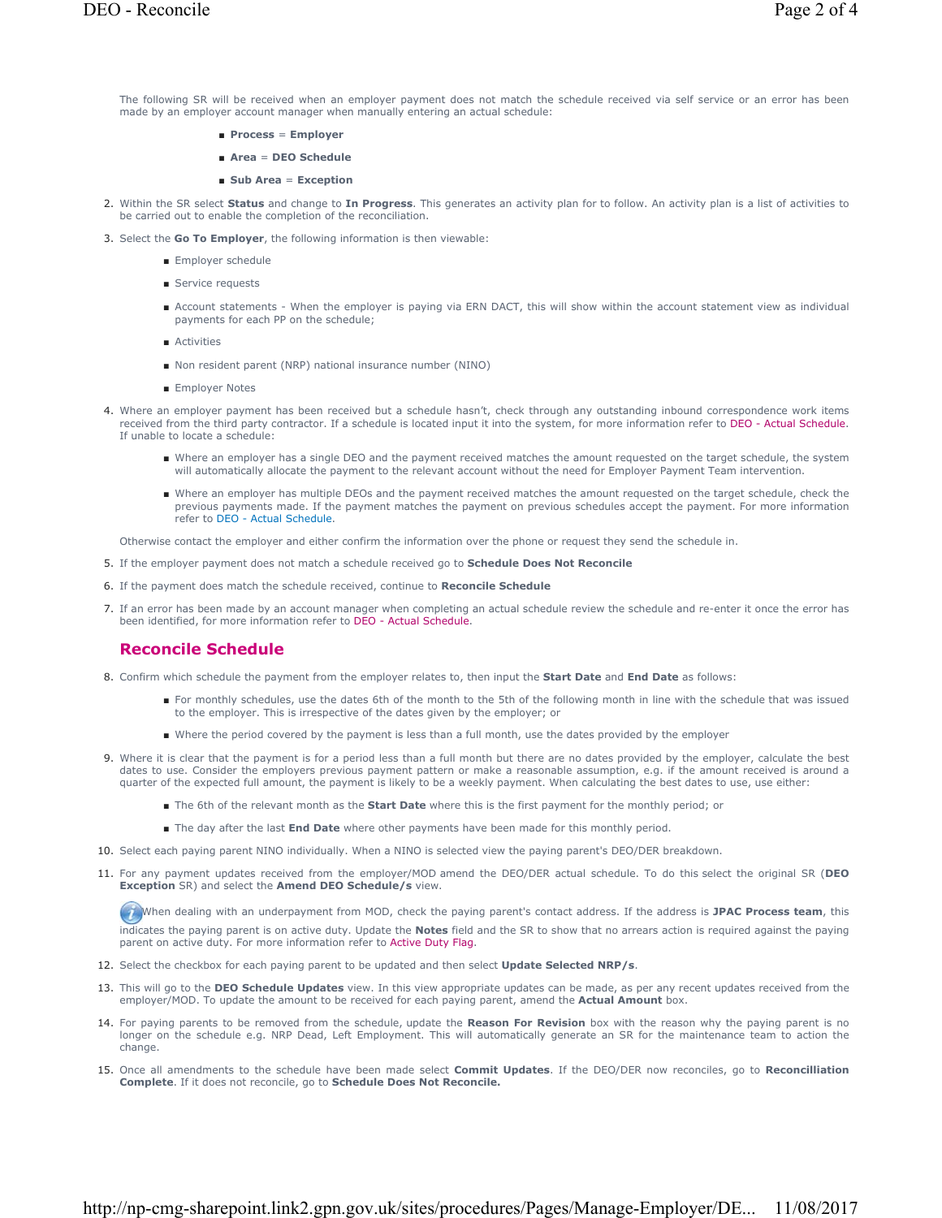The following SR will be received when an employer payment does not match the schedule received via self service or an error has been made by an employer account manager when manually entering an actual schedule:

- **Process** = **Employer**
- **Area** = **DEO Schedule**
- **Sub Area** = **Exception**

2. Within the SR select **Status** and change to **In Progress**. This generates an activity plan for to follow. An activity plan is a list of activities to be carried out to enable the completion of the reconciliation.
3. Select the **Go To Employer**, the following information is then viewable:
   - Employer schedule
   - Service requests
   - Account statements - When the employer is paying via ERN DACT, this will show within the account statement view as individual payments for each PP on the schedule;
   - Activities
   - Non resident parent (NRP) national insurance number (NINO)
   - Employer Notes
4. Where an employer payment has been received but a schedule hasn't, check through any outstanding inbound correspondence work items received from the third party contractor. If a schedule is located input it into the system, for more information refer to DEO - Actual Schedule. If unable to locate a schedule:
   - Where an employer has a single DEO and the payment received matches the amount requested on the target schedule, the system will automatically allocate the payment to the relevant account without the need for Employer Payment Team intervention.
   - Where an employer has multiple DEOs and the payment received matches the amount requested on the target schedule, check the previous payments made. If the payment matches the payment on previous schedules accept the payment. For more information refer to DEO - Actual Schedule.

   Otherwise contact the employer and either confirm the information over the phone or request they send the schedule in.
5. If the employer payment does not match a schedule received go to **Schedule Does Not Reconcile**
6. If the payment does match the schedule received, continue to **Reconcile Schedule**
7. If an error has been made by an account manager when completing an actual schedule review the schedule and re-enter it once the error has been identified, for more information refer to DEO - Actual Schedule.

## Reconcile Schedule

8. Confirm which schedule the payment from the employer relates to, then input the **Start Date** and **End Date** as follows:
   - For monthly schedules, use the dates 6th of the month to the 5th of the following month in line with the schedule that was issued to the employer. This is irrespective of the dates given by the employer; or
   - Where the period covered by the payment is less than a full month, use the dates provided by the employer
9. Where it is clear that the payment is for a period less than a full month but there are no dates provided by the employer, calculate the best dates to use. Consider the employers previous payment pattern or make a reasonable assumption, e.g. if the amount received is around a quarter of the expected full amount, the payment is likely to be a weekly payment. When calculating the best dates to use, use either:
   - The 6th of the relevant month as the **Start Date** where this is the first payment for the monthly period; or
   - The day after the last **End Date** where other payments have been made for this monthly period.
10. Select each paying parent NINO individually. When a NINO is selected view the paying parent's DEO/DER breakdown.
11. For any payment updates received from the employer/MOD amend the DEO/DER actual schedule. To do this select the original SR (**DEO Exception** SR) and select the **Amend DEO Schedule/s** view.

    When dealing with an underpayment from MOD, check the paying parent's contact address. If the address is **JPAC Process team**, this indicates the paying parent is on active duty. Update the **Notes** field and the SR to show that no arrears action is required against the paying parent on active duty. For more information refer to Active Duty Flag.
12. Select the checkbox for each paying parent to be updated and then select **Update Selected NRP/s**.
13. This will go to the **DEO Schedule Updates** view. In this view appropriate updates can be made, as per any recent updates received from the employer/MOD. To update the amount to be received for each paying parent, amend the **Actual Amount** box.
14. For paying parents to be removed from the schedule, update the **Reason For Revision** box with the reason why the paying parent is no longer on the schedule e.g. NRP Dead, Left Employment. This will automatically generate an SR for the maintenance team to action the change.
15. Once all amendments to the schedule have been made select **Commit Updates**. If the DEO/DER now reconciles, go to **Reconcilliation Complete**. If it does not reconcile, go to **Schedule Does Not Reconcile.**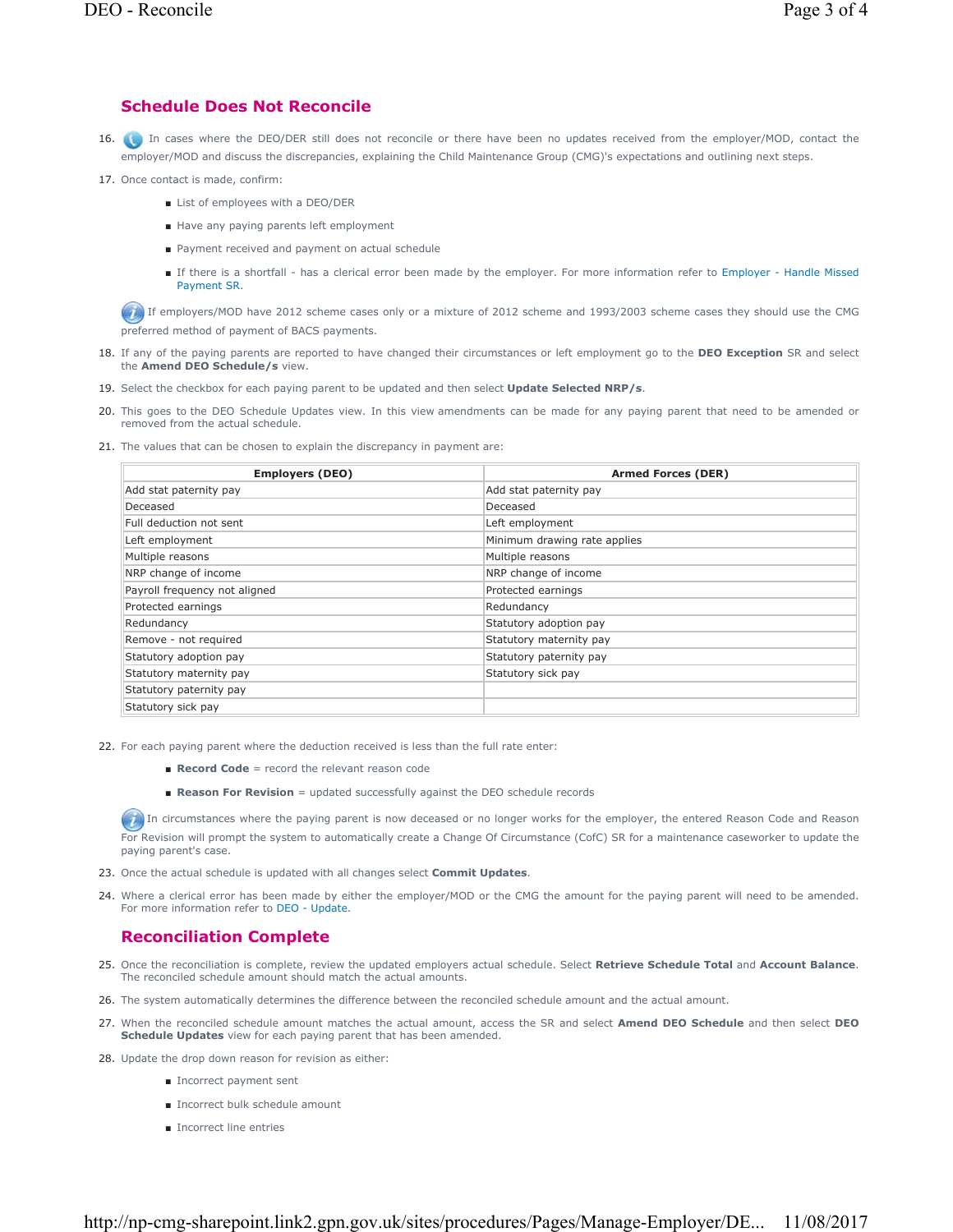## Schedule Does Not Reconcile

16. In cases where the DEO/DER still does not reconcile or there have been no updates received from the employer/MOD, contact the employer/MOD and discuss the discrepancies, explaining the Child Maintenance Group (CMG)'s expectations and outlining next steps.

17. Once contact is made, confirm:
    - List of employees with a DEO/DER
    - Have any paying parents left employment
    - Payment received and payment on actual schedule
    - If there is a shortfall - has a clerical error been made by the employer. For more information refer to Employer - Handle Missed Payment SR.

    If employers/MOD have 2012 scheme cases only or a mixture of 2012 scheme and 1993/2003 scheme cases they should use the CMG preferred method of payment of BACS payments.

18. If any of the paying parents are reported to have changed their circumstances or left employment go to the **DEO Exception** SR and select the **Amend DEO Schedule/s** view.

19. Select the checkbox for each paying parent to be updated and then select **Update Selected NRP/s**.

20. This goes to the DEO Schedule Updates view. In this view amendments can be made for any paying parent that need to be amended or removed from the actual schedule.

21. The values that can be chosen to explain the discrepancy in payment are:

| Employers (DEO) | Armed Forces (DER) |
|---|---|
| Add stat paternity pay | Add stat paternity pay |
| Deceased | Deceased |
| Full deduction not sent | Left employment |
| Left employment | Minimum drawing rate applies |
| Multiple reasons | Multiple reasons |
| NRP change of income | NRP change of income |
| Payroll frequency not aligned | Protected earnings |
| Protected earnings | Redundancy |
| Redundancy | Statutory adoption pay |
| Remove - not required | Statutory maternity pay |
| Statutory adoption pay | Statutory paternity pay |
| Statutory maternity pay | Statutory sick pay |
| Statutory paternity pay | |
| Statutory sick pay | |

22. For each paying parent where the deduction received is less than the full rate enter:
    - **Record Code** = record the relevant reason code
    - **Reason For Revision** = updated successfully against the DEO schedule records

    In circumstances where the paying parent is now deceased or no longer works for the employer, the entered Reason Code and Reason For Revision will prompt the system to automatically create a Change Of Circumstance (CofC) SR for a maintenance caseworker to update the paying parent's case.

23. Once the actual schedule is updated with all changes select **Commit Updates**.

24. Where a clerical error has been made by either the employer/MOD or the CMG the amount for the paying parent will need to be amended. For more information refer to DEO - Update.

## Reconciliation Complete

25. Once the reconciliation is complete, review the updated employers actual schedule. Select **Retrieve Schedule Total** and **Account Balance**. The reconciled schedule amount should match the actual amounts.

26. The system automatically determines the difference between the reconciled schedule amount and the actual amount.

27. When the reconciled schedule amount matches the actual amount, access the SR and select **Amend DEO Schedule** and then select **DEO Schedule Updates** view for each paying parent that has been amended.

28. Update the drop down reason for revision as either:
    - Incorrect payment sent
    - Incorrect bulk schedule amount
    - Incorrect line entries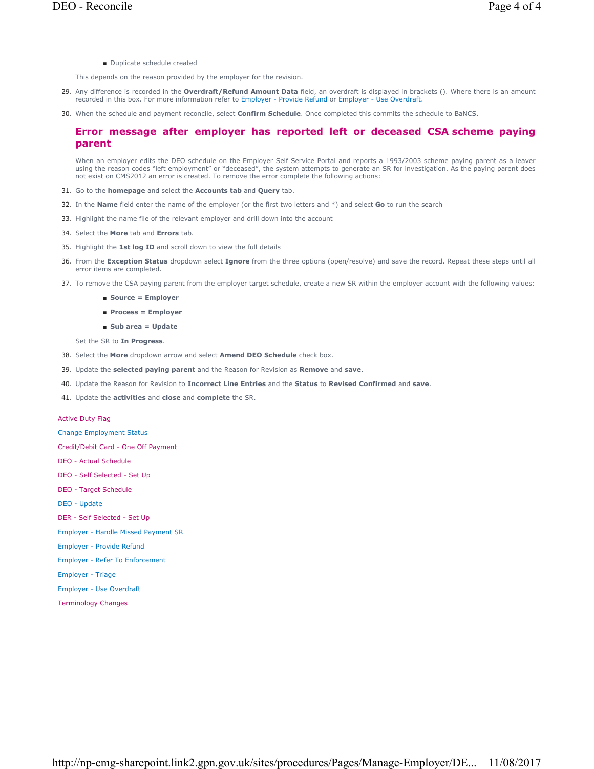- Duplicate schedule created

This depends on the reason provided by the employer for the revision.

29. Any difference is recorded in the **Overdraft/Refund Amount Data** field, an overdraft is displayed in brackets (). Where there is an amount recorded in this box. For more information refer to Employer - Provide Refund or Employer - Use Overdraft.
30. When the schedule and payment reconcile, select **Confirm Schedule**. Once completed this commits the schedule to BaNCS.

## Error message after employer has reported left or deceased CSA scheme paying parent

When an employer edits the DEO schedule on the Employer Self Service Portal and reports a 1993/2003 scheme paying parent as a leaver using the reason codes “left employment” or “deceased”, the system attempts to generate an SR for investigation. As the paying parent does not exist on CMS2012 an error is created. To remove the error complete the following actions:

31. Go to the **homepage** and select the **Accounts tab** and **Query** tab.
32. In the **Name** field enter the name of the employer (or the first two letters and *) and select **Go** to run the search
33. Highlight the name file of the relevant employer and drill down into the account
34. Select the **More** tab and **Errors** tab.
35. Highlight the **1st log ID** and scroll down to view the full details
36. From the **Exception Status** dropdown select **Ignore** from the three options (open/resolve) and save the record. Repeat these steps until all error items are completed.
37. To remove the CSA paying parent from the employer target schedule, create a new SR within the employer account with the following values:
    - **Source = Employer**
    - **Process = Employer**
    - **Sub area = Update**

    Set the SR to **In Progress**.
38. Select the **More** dropdown arrow and select **Amend DEO Schedule** check box.
39. Update the **selected paying parent** and the Reason for Revision as **Remove** and **save**.
40. Update the Reason for Revision to **Incorrect Line Entries** and the **Status** to **Revised Confirmed** and **save**.
41. Update the **activities** and **close** and **complete** the SR.

Active Duty Flag

Change Employment Status

Credit/Debit Card - One Off Payment

DEO - Actual Schedule

DEO - Self Selected - Set Up

DEO - Target Schedule

DEO - Update

DER - Self Selected - Set Up

Employer - Handle Missed Payment SR

Employer - Provide Refund

Employer - Refer To Enforcement

Employer - Triage

Employer - Use Overdraft

Terminology Changes